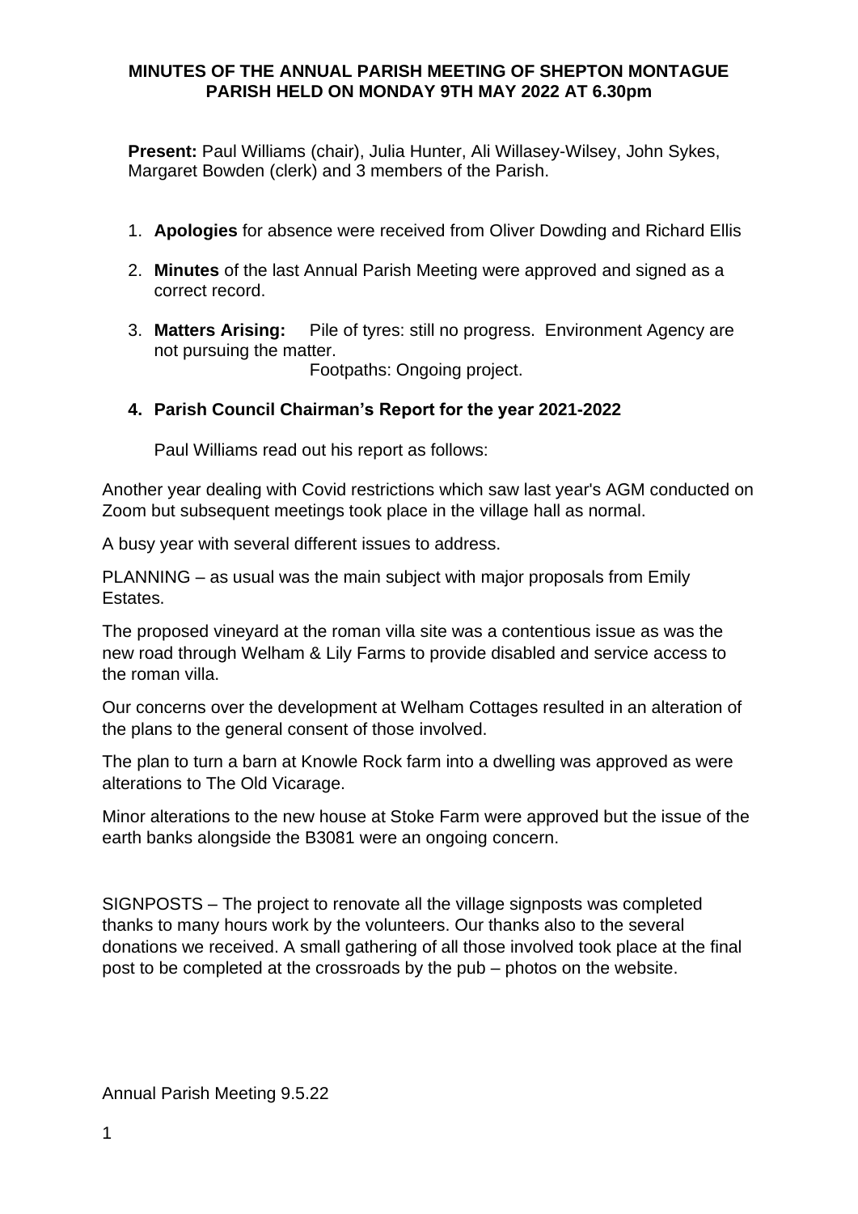**MINUTES OF THE ANNUAL PARISH MEETING OF SHEPTON MONTAGUE PARISH HELD ON MONDAY 9TH MAY 2022 AT 6.30pm**

**Present:** Paul Williams (chair), Julia Hunter, Ali Willasey-Wilsey, John Sykes, Margaret Bowden (clerk) and 3 members of the Parish.

1. **Apologies** for absence were received from Oliver Dowding and Richard Ellis
2. **Minutes** of the last Annual Parish Meeting were approved and signed as a correct record.
3. **Matters Arising:** Pile of tyres: still no progress. Environment Agency are not pursuing the matter.
   Footpaths: Ongoing project.
4. **Parish Council Chairman's Report for the year 2021-2022**

   Paul Williams read out his report as follows:

Another year dealing with Covid restrictions which saw last year's AGM conducted on Zoom but subsequent meetings took place in the village hall as normal.

A busy year with several different issues to address.

PLANNING – as usual was the main subject with major proposals from Emily Estates.

The proposed vineyard at the roman villa site was a contentious issue as was the new road through Welham & Lily Farms to provide disabled and service access to the roman villa.

Our concerns over the development at Welham Cottages resulted in an alteration of the plans to the general consent of those involved.

The plan to turn a barn at Knowle Rock farm into a dwelling was approved as were alterations to The Old Vicarage.

Minor alterations to the new house at Stoke Farm were approved but the issue of the earth banks alongside the B3081 were an ongoing concern.

SIGNPOSTS – The project to renovate all the village signposts was completed thanks to many hours work by the volunteers. Our thanks also to the several donations we received. A small gathering of all those involved took place at the final post to be completed at the crossroads by the pub – photos on the website.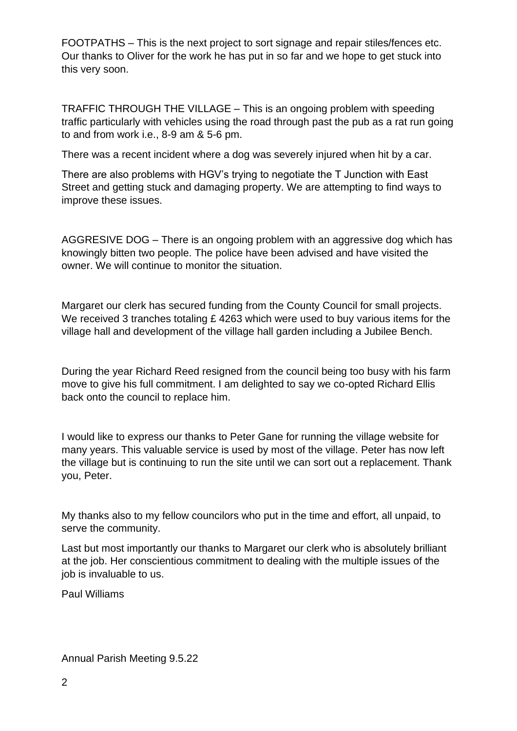FOOTPATHS – This is the next project to sort signage and repair stiles/fences etc. Our thanks to Oliver for the work he has put in so far and we hope to get stuck into this very soon.

TRAFFIC THROUGH THE VILLAGE – This is an ongoing problem with speeding traffic particularly with vehicles using the road through past the pub as a rat run going to and from work i.e., 8-9 am & 5-6 pm.

There was a recent incident where a dog was severely injured when hit by a car.

There are also problems with HGV's trying to negotiate the T Junction with East Street and getting stuck and damaging property. We are attempting to find ways to improve these issues.

AGGRESIVE DOG – There is an ongoing problem with an aggressive dog which has knowingly bitten two people. The police have been advised and have visited the owner. We will continue to monitor the situation.

Margaret our clerk has secured funding from the County Council for small projects. We received 3 tranches totaling £ 4263 which were used to buy various items for the village hall and development of the village hall garden including a Jubilee Bench.

During the year Richard Reed resigned from the council being too busy with his farm move to give his full commitment. I am delighted to say we co-opted Richard Ellis back onto the council to replace him.

I would like to express our thanks to Peter Gane for running the village website for many years. This valuable service is used by most of the village. Peter has now left the village but is continuing to run the site until we can sort out a replacement. Thank you, Peter.

My thanks also to my fellow councilors who put in the time and effort, all unpaid, to serve the community.

Last but most importantly our thanks to Margaret our clerk who is absolutely brilliant at the job. Her conscientious commitment to dealing with the multiple issues of the job is invaluable to us.

Paul Williams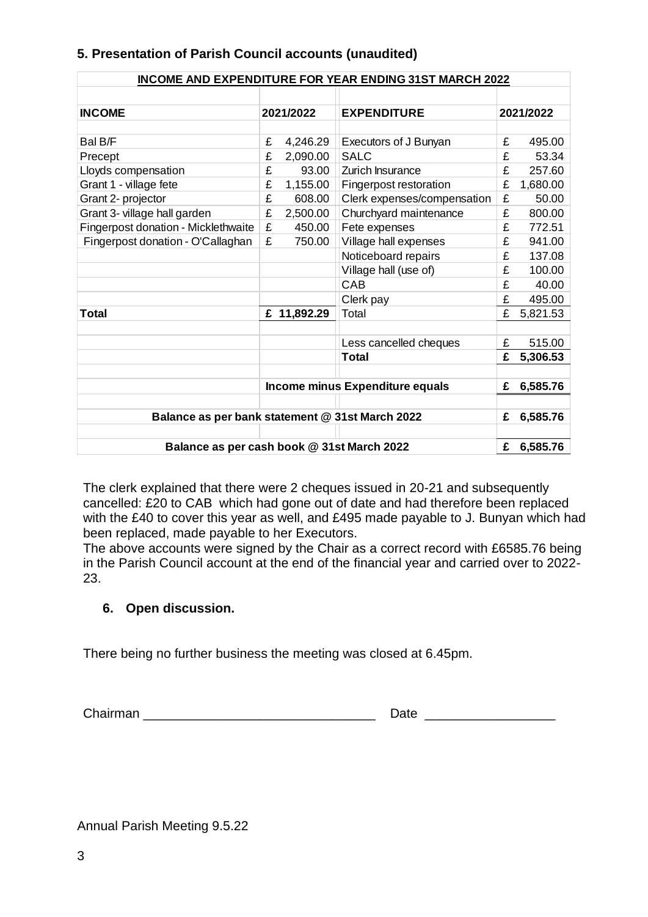## 5. Presentation of Parish Council accounts (unaudited)

| INCOME AND EXPENDITURE FOR YEAR ENDING 31ST MARCH 2022 | | | |
|---|---|---|---|
| **INCOME** | **2021/2022** | **EXPENDITURE** | **2021/2022** |
| Bal B/F | £ 4,246.29 | Executors of J Bunyan | £ 495.00 |
| Precept | £ 2,090.00 | SALC | £ 53.34 |
| Lloyds compensation | £ 93.00 | Zurich Insurance | £ 257.60 |
| Grant 1 - village fete | £ 1,155.00 | Fingerpost restoration | £ 1,680.00 |
| Grant 2- projector | £ 608.00 | Clerk expenses/compensation | £ 50.00 |
| Grant 3- village hall garden | £ 2,500.00 | Churchyard maintenance | £ 800.00 |
| Fingerpost donation - Micklethwaite | £ 450.00 | Fete expenses | £ 772.51 |
| Fingerpost donation - O'Callaghan | £ 750.00 | Village hall expenses | £ 941.00 |
| | | Noticeboard repairs | £ 137.08 |
| | | Village hall (use of) | £ 100.00 |
| | | CAB | £ 40.00 |
| | | Clerk pay | £ 495.00 |
| **Total** | **£ 11,892.29** | Total | £ 5,821.53 |
| | | Less cancelled cheques | £ 515.00 |
| | | **Total** | **£ 5,306.53** |
| | **Income minus Expenditure equals** | | **£ 6,585.76** |
| **Balance as per bank statement @ 31st March 2022** | | | **£ 6,585.76** |
| **Balance as per cash book @ 31st March 2022** | | | **£ 6,585.76** |

The clerk explained that there were 2 cheques issued in 20-21 and subsequently cancelled: £20 to CAB which had gone out of date and had therefore been replaced with the £40 to cover this year as well, and £495 made payable to J. Bunyan which had been replaced, made payable to her Executors.

The above accounts were signed by the Chair as a correct record with £6585.76 being in the Parish Council account at the end of the financial year and carried over to 2022-23.

## 6. Open discussion.

There being no further business the meeting was closed at 6.45pm.

Chairman ________________________________ Date __________________

Annual Parish Meeting 9.5.22